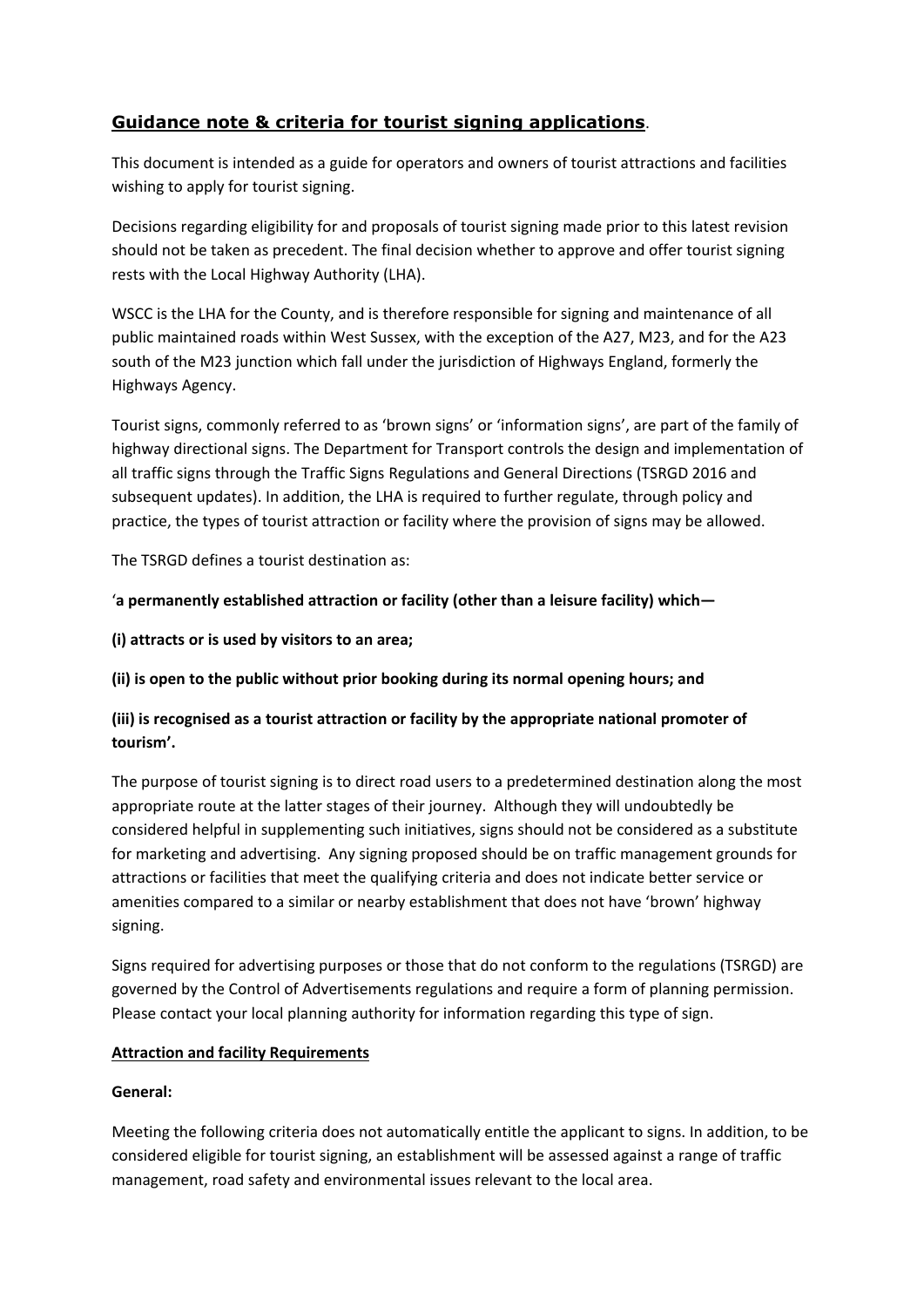# Guidance note & criteria for tourist signing applications.

This document is intended as a guide for operators and owners of tourist attractions and facilities wishing to apply for tourist signing.

Decisions regarding eligibility for and proposals of tourist signing made prior to this latest revision should not be taken as precedent. The final decision whether to approve and offer tourist signing rests with the Local Highway Authority (LHA).

WSCC is the LHA for the County, and is therefore responsible for signing and maintenance of all public maintained roads within West Sussex, with the exception of the A27, M23, and for the A23 south of the M23 junction which fall under the jurisdiction of Highways England, formerly the Highways Agency.

Tourist signs, commonly referred to as 'brown signs' or 'information signs', are part of the family of highway directional signs. The Department for Transport controls the design and implementation of all traffic signs through the Traffic Signs Regulations and General Directions (TSRGD 2016 and subsequent updates). In addition, the LHA is required to further regulate, through policy and practice, the types of tourist attraction or facility where the provision of signs may be allowed.

The TSRGD defines a tourist destination as:

'**a permanently established attraction or facility (other than a leisure facility) which—**

**(i) attracts or is used by visitors to an area;**

**(ii) is open to the public without prior booking during its normal opening hours; and**

**(iii) is recognised as a tourist attraction or facility by the appropriate national promoter of tourism'.**

The purpose of tourist signing is to direct road users to a predetermined destination along the most appropriate route at the latter stages of their journey. Although they will undoubtedly be considered helpful in supplementing such initiatives, signs should not be considered as a substitute for marketing and advertising. Any signing proposed should be on traffic management grounds for attractions or facilities that meet the qualifying criteria and does not indicate better service or amenities compared to a similar or nearby establishment that does not have 'brown' highway signing.

Signs required for advertising purposes or those that do not conform to the regulations (TSRGD) are governed by the Control of Advertisements regulations and require a form of planning permission. Please contact your local planning authority for information regarding this type of sign.

## Attraction and facility Requirements

### General:

Meeting the following criteria does not automatically entitle the applicant to signs. In addition, to be considered eligible for tourist signing, an establishment will be assessed against a range of traffic management, road safety and environmental issues relevant to the local area.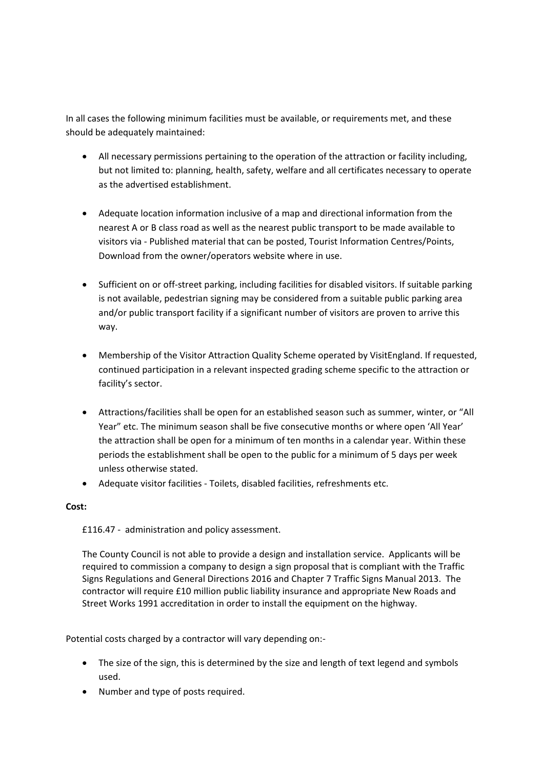In all cases the following minimum facilities must be available, or requirements met, and these should be adequately maintained:

- All necessary permissions pertaining to the operation of the attraction or facility including, but not limited to: planning, health, safety, welfare and all certificates necessary to operate as the advertised establishment.

- Adequate location information inclusive of a map and directional information from the nearest A or B class road as well as the nearest public transport to be made available to visitors via - Published material that can be posted, Tourist Information Centres/Points, Download from the owner/operators website where in use.

- Sufficient on or off-street parking, including facilities for disabled visitors. If suitable parking is not available, pedestrian signing may be considered from a suitable public parking area and/or public transport facility if a significant number of visitors are proven to arrive this way.

- Membership of the Visitor Attraction Quality Scheme operated by VisitEngland. If requested, continued participation in a relevant inspected grading scheme specific to the attraction or facility's sector.

- Attractions/facilities shall be open for an established season such as summer, winter, or "All Year" etc. The minimum season shall be five consecutive months or where open 'All Year' the attraction shall be open for a minimum of ten months in a calendar year. Within these periods the establishment shall be open to the public for a minimum of 5 days per week unless otherwise stated.
- Adequate visitor facilities - Toilets, disabled facilities, refreshments etc.

**Cost:**

£116.47 - administration and policy assessment.

The County Council is not able to provide a design and installation service. Applicants will be required to commission a company to design a sign proposal that is compliant with the Traffic Signs Regulations and General Directions 2016 and Chapter 7 Traffic Signs Manual 2013. The contractor will require £10 million public liability insurance and appropriate New Roads and Street Works 1991 accreditation in order to install the equipment on the highway.

Potential costs charged by a contractor will vary depending on:-

- The size of the sign, this is determined by the size and length of text legend and symbols used.
- Number and type of posts required.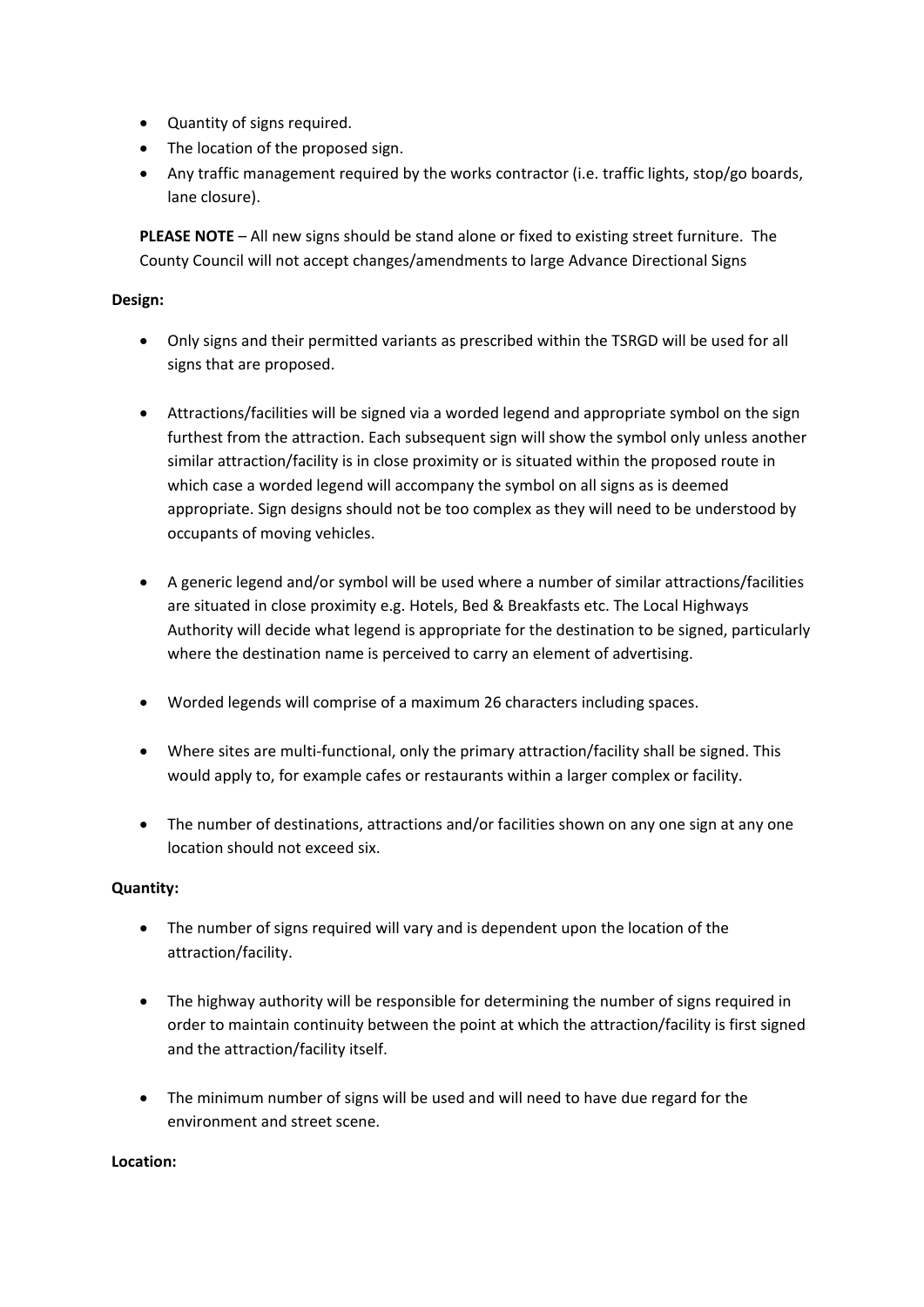- Quantity of signs required.
- The location of the proposed sign.
- Any traffic management required by the works contractor (i.e. traffic lights, stop/go boards, lane closure).

**PLEASE NOTE** – All new signs should be stand alone or fixed to existing street furniture. The County Council will not accept changes/amendments to large Advance Directional Signs

**Design:**

- Only signs and their permitted variants as prescribed within the TSRGD will be used for all signs that are proposed.

- Attractions/facilities will be signed via a worded legend and appropriate symbol on the sign furthest from the attraction. Each subsequent sign will show the symbol only unless another similar attraction/facility is in close proximity or is situated within the proposed route in which case a worded legend will accompany the symbol on all signs as is deemed appropriate. Sign designs should not be too complex as they will need to be understood by occupants of moving vehicles.

- A generic legend and/or symbol will be used where a number of similar attractions/facilities are situated in close proximity e.g. Hotels, Bed & Breakfasts etc. The Local Highways Authority will decide what legend is appropriate for the destination to be signed, particularly where the destination name is perceived to carry an element of advertising.

- Worded legends will comprise of a maximum 26 characters including spaces.

- Where sites are multi-functional, only the primary attraction/facility shall be signed. This would apply to, for example cafes or restaurants within a larger complex or facility.

- The number of destinations, attractions and/or facilities shown on any one sign at any one location should not exceed six.

**Quantity:**

- The number of signs required will vary and is dependent upon the location of the attraction/facility.

- The highway authority will be responsible for determining the number of signs required in order to maintain continuity between the point at which the attraction/facility is first signed and the attraction/facility itself.

- The minimum number of signs will be used and will need to have due regard for the environment and street scene.

**Location:**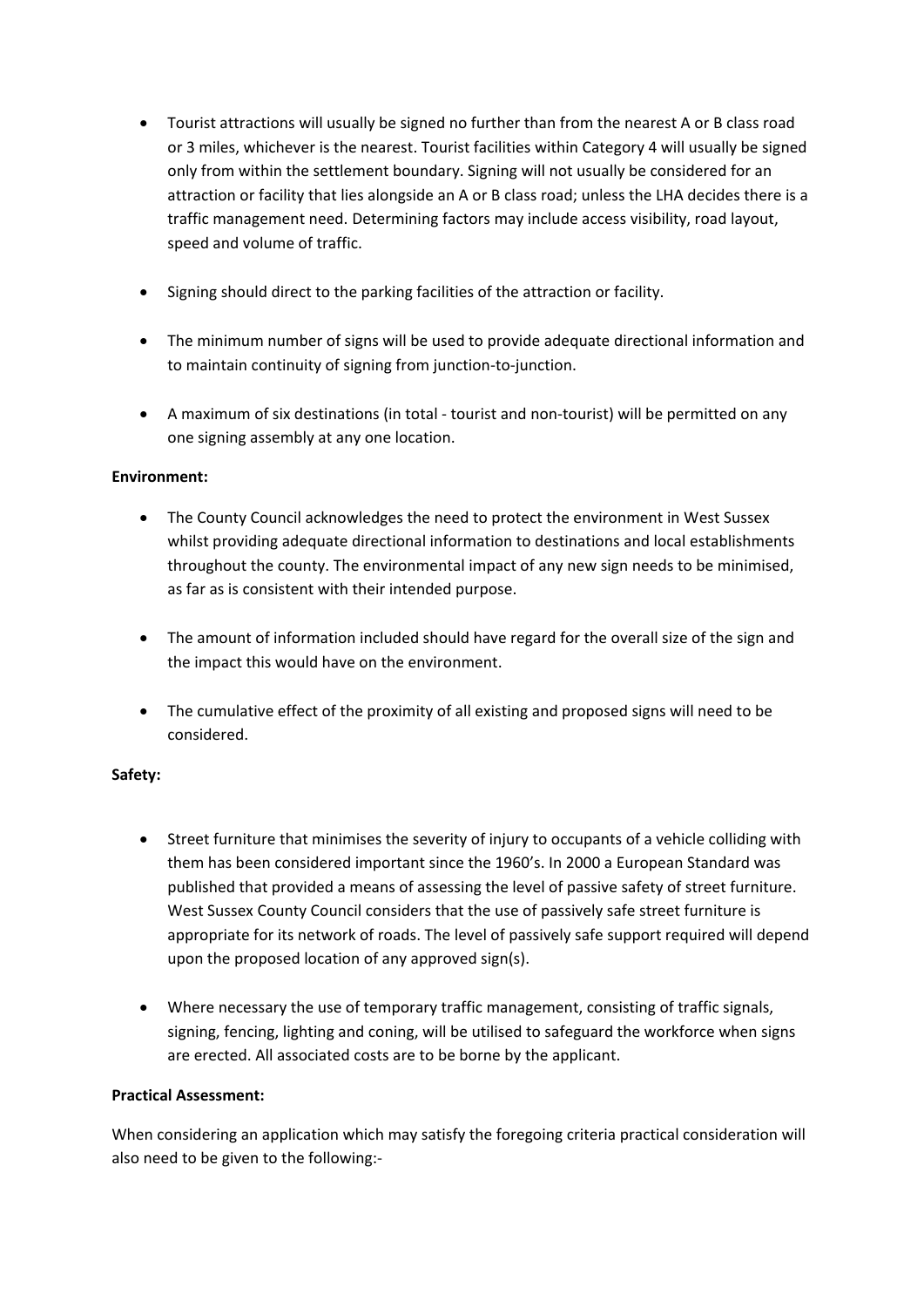- Tourist attractions will usually be signed no further than from the nearest A or B class road or 3 miles, whichever is the nearest. Tourist facilities within Category 4 will usually be signed only from within the settlement boundary. Signing will not usually be considered for an attraction or facility that lies alongside an A or B class road; unless the LHA decides there is a traffic management need. Determining factors may include access visibility, road layout, speed and volume of traffic.

- Signing should direct to the parking facilities of the attraction or facility.

- The minimum number of signs will be used to provide adequate directional information and to maintain continuity of signing from junction-to-junction.

- A maximum of six destinations (in total - tourist and non-tourist) will be permitted on any one signing assembly at any one location.

**Environment:**

- The County Council acknowledges the need to protect the environment in West Sussex whilst providing adequate directional information to destinations and local establishments throughout the county. The environmental impact of any new sign needs to be minimised, as far as is consistent with their intended purpose.

- The amount of information included should have regard for the overall size of the sign and the impact this would have on the environment.

- The cumulative effect of the proximity of all existing and proposed signs will need to be considered.

**Safety:**

- Street furniture that minimises the severity of injury to occupants of a vehicle colliding with them has been considered important since the 1960's. In 2000 a European Standard was published that provided a means of assessing the level of passive safety of street furniture. West Sussex County Council considers that the use of passively safe street furniture is appropriate for its network of roads. The level of passively safe support required will depend upon the proposed location of any approved sign(s).

- Where necessary the use of temporary traffic management, consisting of traffic signals, signing, fencing, lighting and coning, will be utilised to safeguard the workforce when signs are erected. All associated costs are to be borne by the applicant.

**Practical Assessment:**

When considering an application which may satisfy the foregoing criteria practical consideration will also need to be given to the following:-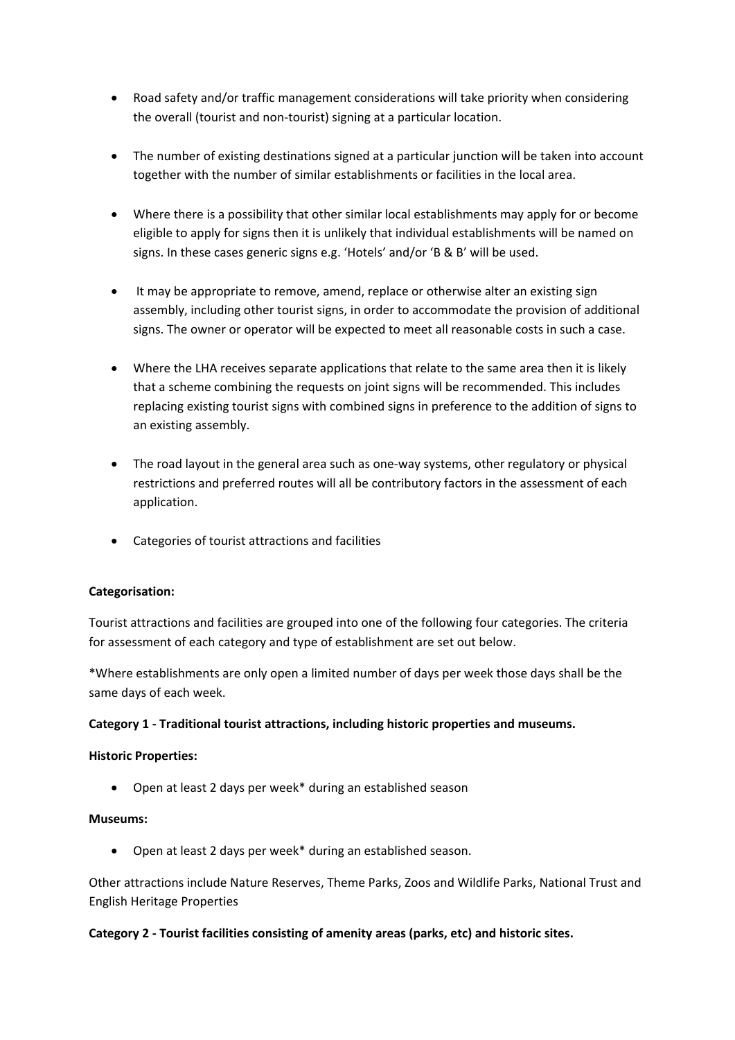- Road safety and/or traffic management considerations will take priority when considering the overall (tourist and non-tourist) signing at a particular location.

- The number of existing destinations signed at a particular junction will be taken into account together with the number of similar establishments or facilities in the local area.

- Where there is a possibility that other similar local establishments may apply for or become eligible to apply for signs then it is unlikely that individual establishments will be named on signs. In these cases generic signs e.g. 'Hotels' and/or 'B & B' will be used.

- It may be appropriate to remove, amend, replace or otherwise alter an existing sign assembly, including other tourist signs, in order to accommodate the provision of additional signs. The owner or operator will be expected to meet all reasonable costs in such a case.

- Where the LHA receives separate applications that relate to the same area then it is likely that a scheme combining the requests on joint signs will be recommended. This includes replacing existing tourist signs with combined signs in preference to the addition of signs to an existing assembly.

- The road layout in the general area such as one-way systems, other regulatory or physical restrictions and preferred routes will all be contributory factors in the assessment of each application.

- Categories of tourist attractions and facilities

**Categorisation:**

Tourist attractions and facilities are grouped into one of the following four categories. The criteria for assessment of each category and type of establishment are set out below.

*Where establishments are only open a limited number of days per week those days shall be the same days of each week.

**Category 1 - Traditional tourist attractions, including historic properties and museums.**

**Historic Properties:**

- Open at least 2 days per week* during an established season

**Museums:**

- Open at least 2 days per week* during an established season.

Other attractions include Nature Reserves, Theme Parks, Zoos and Wildlife Parks, National Trust and English Heritage Properties

**Category 2 - Tourist facilities consisting of amenity areas (parks, etc) and historic sites.**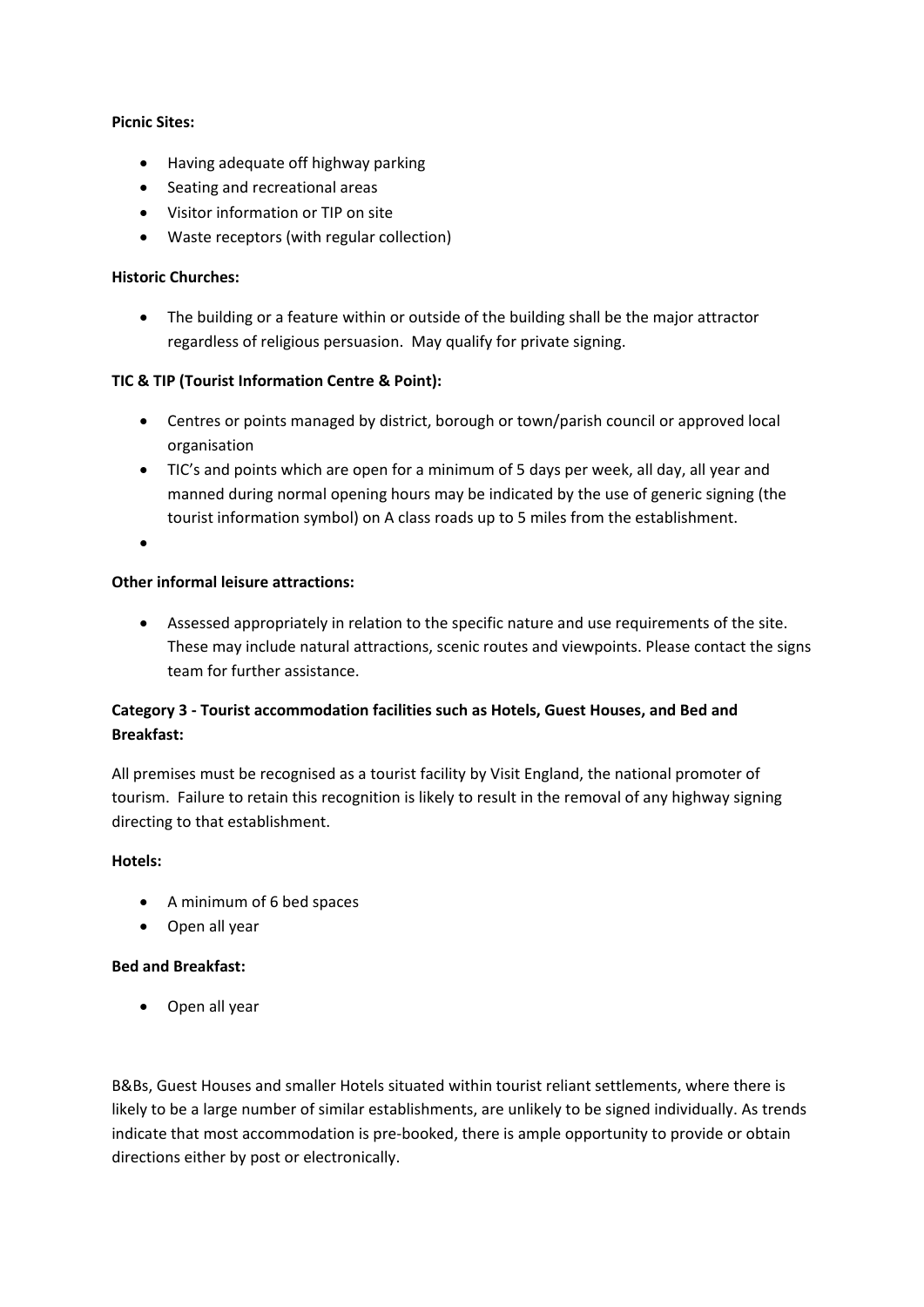**Picnic Sites:**

- Having adequate off highway parking
- Seating and recreational areas
- Visitor information or TIP on site
- Waste receptors (with regular collection)

**Historic Churches:**

- The building or a feature within or outside of the building shall be the major attractor regardless of religious persuasion. May qualify for private signing.

**TIC & TIP (Tourist Information Centre & Point):**

- Centres or points managed by district, borough or town/parish council or approved local organisation
- TIC's and points which are open for a minimum of 5 days per week, all day, all year and manned during normal opening hours may be indicated by the use of generic signing (the tourist information symbol) on A class roads up to 5 miles from the establishment.
- 

**Other informal leisure attractions:**

- Assessed appropriately in relation to the specific nature and use requirements of the site. These may include natural attractions, scenic routes and viewpoints. Please contact the signs team for further assistance.

**Category 3 - Tourist accommodation facilities such as Hotels, Guest Houses, and Bed and Breakfast:**

All premises must be recognised as a tourist facility by Visit England, the national promoter of tourism. Failure to retain this recognition is likely to result in the removal of any highway signing directing to that establishment.

**Hotels:**

- A minimum of 6 bed spaces
- Open all year

**Bed and Breakfast:**

- Open all year

B&Bs, Guest Houses and smaller Hotels situated within tourist reliant settlements, where there is likely to be a large number of similar establishments, are unlikely to be signed individually. As trends indicate that most accommodation is pre-booked, there is ample opportunity to provide or obtain directions either by post or electronically.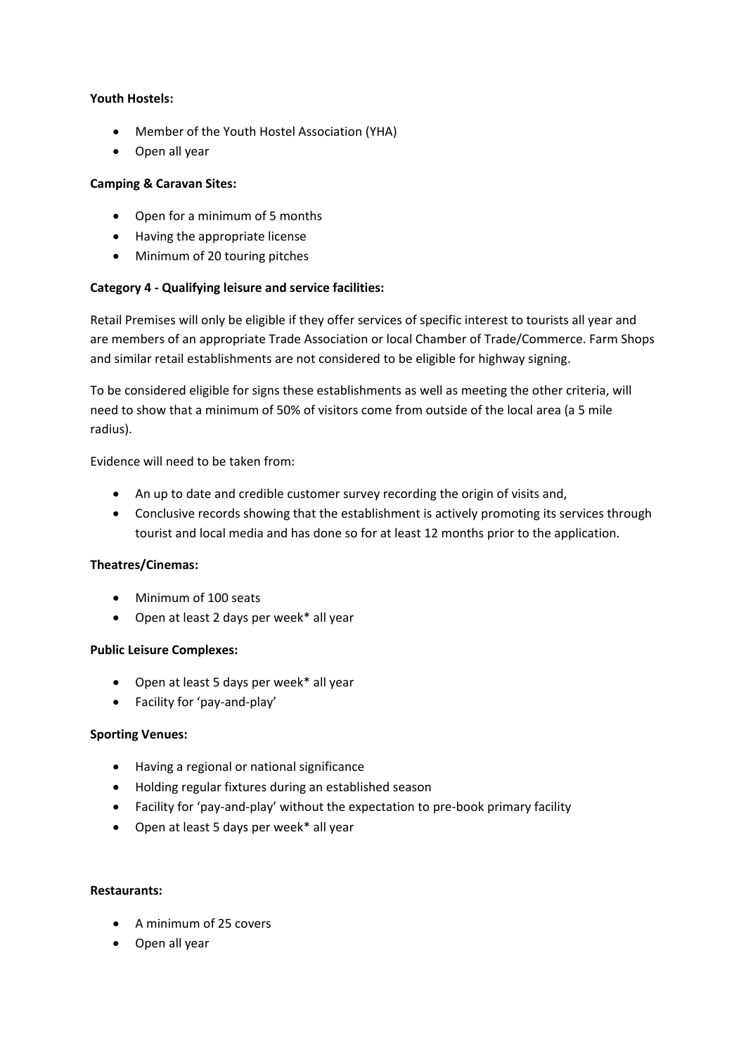**Youth Hostels:**

- Member of the Youth Hostel Association (YHA)
- Open all year

**Camping & Caravan Sites:**

- Open for a minimum of 5 months
- Having the appropriate license
- Minimum of 20 touring pitches

**Category 4 - Qualifying leisure and service facilities:**

Retail Premises will only be eligible if they offer services of specific interest to tourists all year and are members of an appropriate Trade Association or local Chamber of Trade/Commerce. Farm Shops and similar retail establishments are not considered to be eligible for highway signing.

To be considered eligible for signs these establishments as well as meeting the other criteria, will need to show that a minimum of 50% of visitors come from outside of the local area (a 5 mile radius).

Evidence will need to be taken from:

- An up to date and credible customer survey recording the origin of visits and,
- Conclusive records showing that the establishment is actively promoting its services through tourist and local media and has done so for at least 12 months prior to the application.

**Theatres/Cinemas:**

- Minimum of 100 seats
- Open at least 2 days per week* all year

**Public Leisure Complexes:**

- Open at least 5 days per week* all year
- Facility for 'pay-and-play'

**Sporting Venues:**

- Having a regional or national significance
- Holding regular fixtures during an established season
- Facility for 'pay-and-play' without the expectation to pre-book primary facility
- Open at least 5 days per week* all year

**Restaurants:**

- A minimum of 25 covers
- Open all year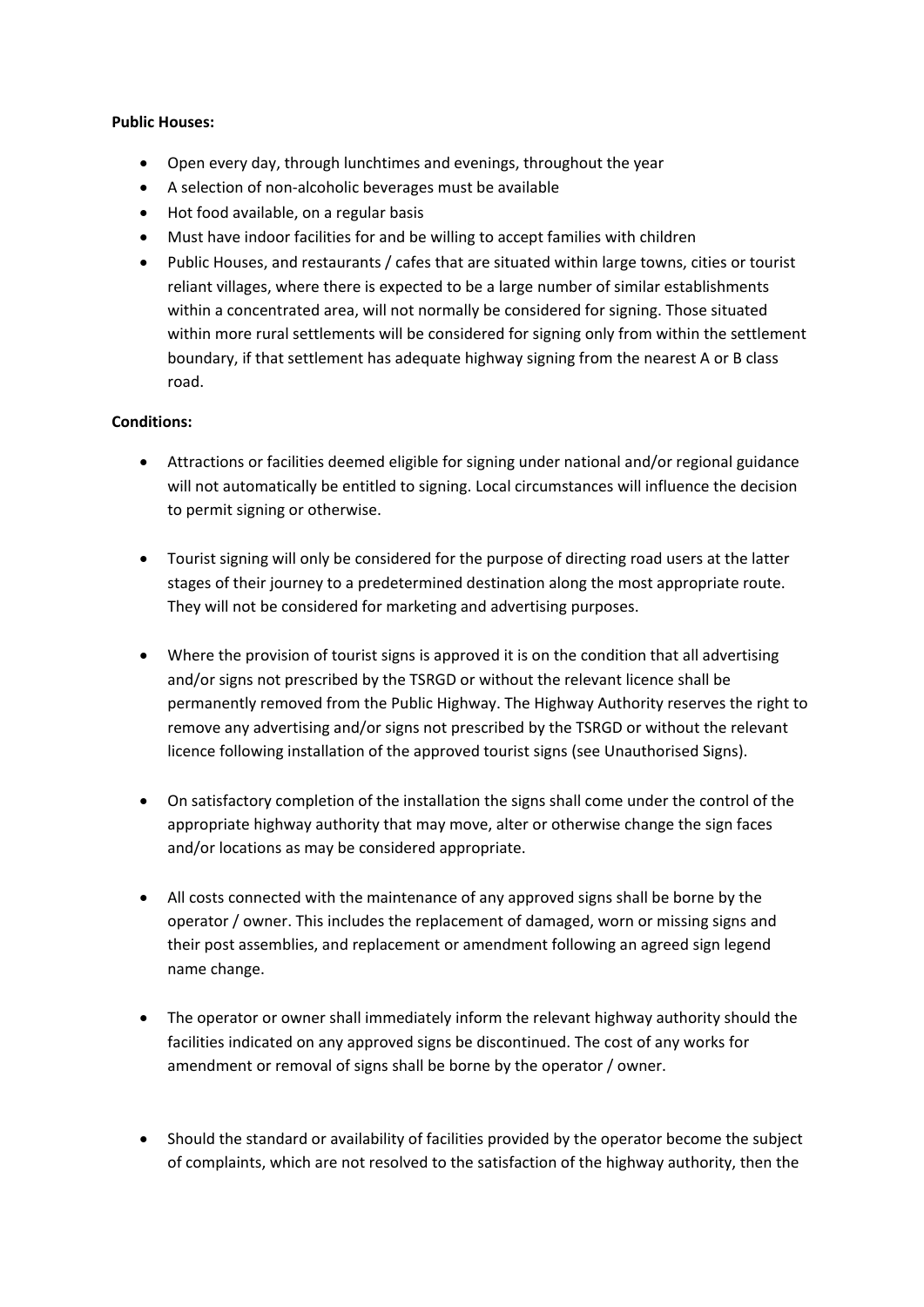**Public Houses:**

- Open every day, through lunchtimes and evenings, throughout the year
- A selection of non-alcoholic beverages must be available
- Hot food available, on a regular basis
- Must have indoor facilities for and be willing to accept families with children
- Public Houses, and restaurants / cafes that are situated within large towns, cities or tourist reliant villages, where there is expected to be a large number of similar establishments within a concentrated area, will not normally be considered for signing. Those situated within more rural settlements will be considered for signing only from within the settlement boundary, if that settlement has adequate highway signing from the nearest A or B class road.

**Conditions:**

- Attractions or facilities deemed eligible for signing under national and/or regional guidance will not automatically be entitled to signing. Local circumstances will influence the decision to permit signing or otherwise.

- Tourist signing will only be considered for the purpose of directing road users at the latter stages of their journey to a predetermined destination along the most appropriate route. They will not be considered for marketing and advertising purposes.

- Where the provision of tourist signs is approved it is on the condition that all advertising and/or signs not prescribed by the TSRGD or without the relevant licence shall be permanently removed from the Public Highway. The Highway Authority reserves the right to remove any advertising and/or signs not prescribed by the TSRGD or without the relevant licence following installation of the approved tourist signs (see Unauthorised Signs).

- On satisfactory completion of the installation the signs shall come under the control of the appropriate highway authority that may move, alter or otherwise change the sign faces and/or locations as may be considered appropriate.

- All costs connected with the maintenance of any approved signs shall be borne by the operator / owner. This includes the replacement of damaged, worn or missing signs and their post assemblies, and replacement or amendment following an agreed sign legend name change.

- The operator or owner shall immediately inform the relevant highway authority should the facilities indicated on any approved signs be discontinued. The cost of any works for amendment or removal of signs shall be borne by the operator / owner.

- Should the standard or availability of facilities provided by the operator become the subject of complaints, which are not resolved to the satisfaction of the highway authority, then the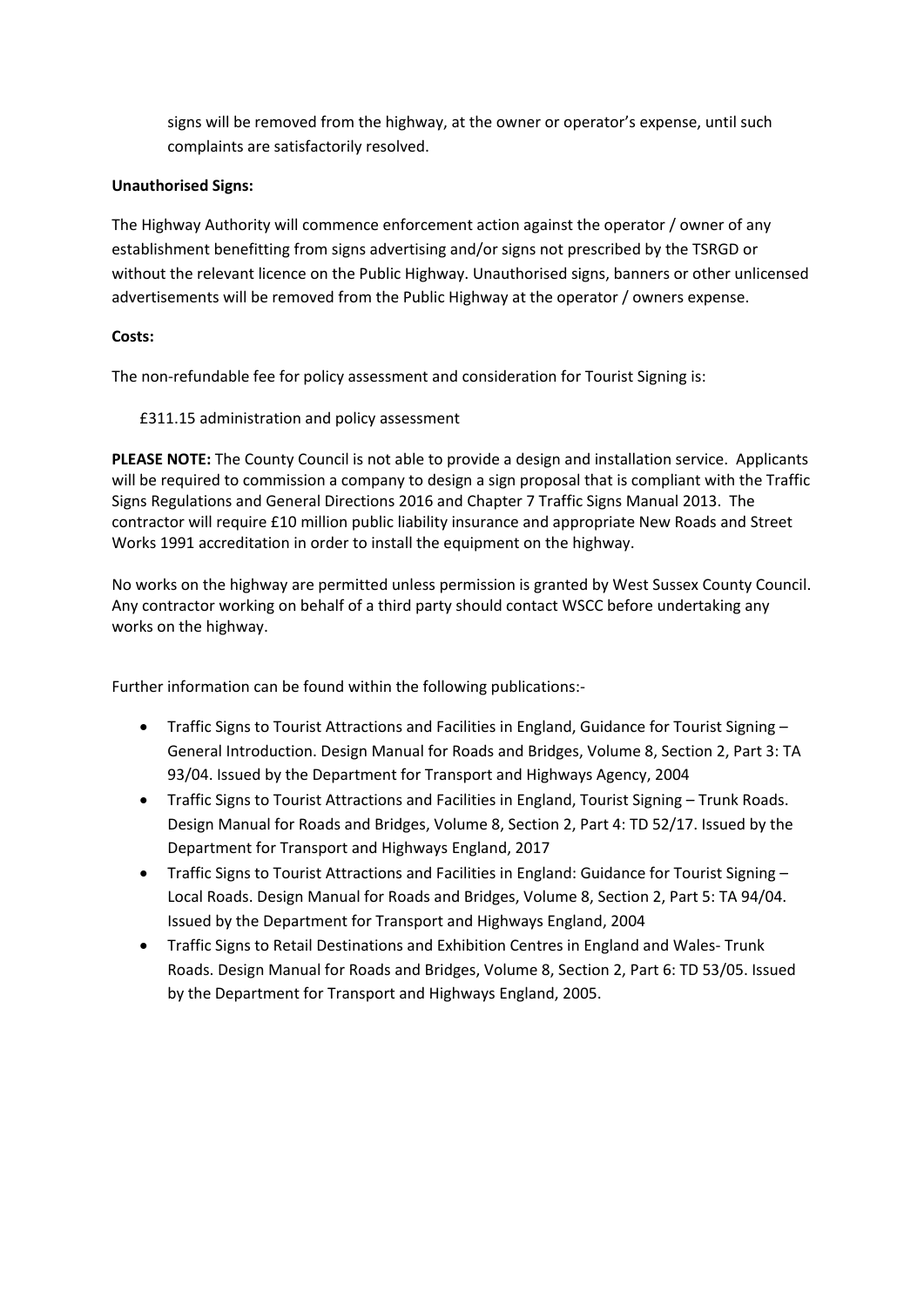signs will be removed from the highway, at the owner or operator's expense, until such complaints are satisfactorily resolved.

**Unauthorised Signs:**

The Highway Authority will commence enforcement action against the operator / owner of any establishment benefitting from signs advertising and/or signs not prescribed by the TSRGD or without the relevant licence on the Public Highway. Unauthorised signs, banners or other unlicensed advertisements will be removed from the Public Highway at the operator / owners expense.

**Costs:**

The non-refundable fee for policy assessment and consideration for Tourist Signing is:

£311.15 administration and policy assessment

**PLEASE NOTE:** The County Council is not able to provide a design and installation service. Applicants will be required to commission a company to design a sign proposal that is compliant with the Traffic Signs Regulations and General Directions 2016 and Chapter 7 Traffic Signs Manual 2013. The contractor will require £10 million public liability insurance and appropriate New Roads and Street Works 1991 accreditation in order to install the equipment on the highway.

No works on the highway are permitted unless permission is granted by West Sussex County Council. Any contractor working on behalf of a third party should contact WSCC before undertaking any works on the highway.

Further information can be found within the following publications:-

- Traffic Signs to Tourist Attractions and Facilities in England, Guidance for Tourist Signing – General Introduction. Design Manual for Roads and Bridges, Volume 8, Section 2, Part 3: TA 93/04. Issued by the Department for Transport and Highways Agency, 2004
- Traffic Signs to Tourist Attractions and Facilities in England, Tourist Signing – Trunk Roads. Design Manual for Roads and Bridges, Volume 8, Section 2, Part 4: TD 52/17. Issued by the Department for Transport and Highways England, 2017
- Traffic Signs to Tourist Attractions and Facilities in England: Guidance for Tourist Signing – Local Roads. Design Manual for Roads and Bridges, Volume 8, Section 2, Part 5: TA 94/04. Issued by the Department for Transport and Highways England, 2004
- Traffic Signs to Retail Destinations and Exhibition Centres in England and Wales- Trunk Roads. Design Manual for Roads and Bridges, Volume 8, Section 2, Part 6: TD 53/05. Issued by the Department for Transport and Highways England, 2005.